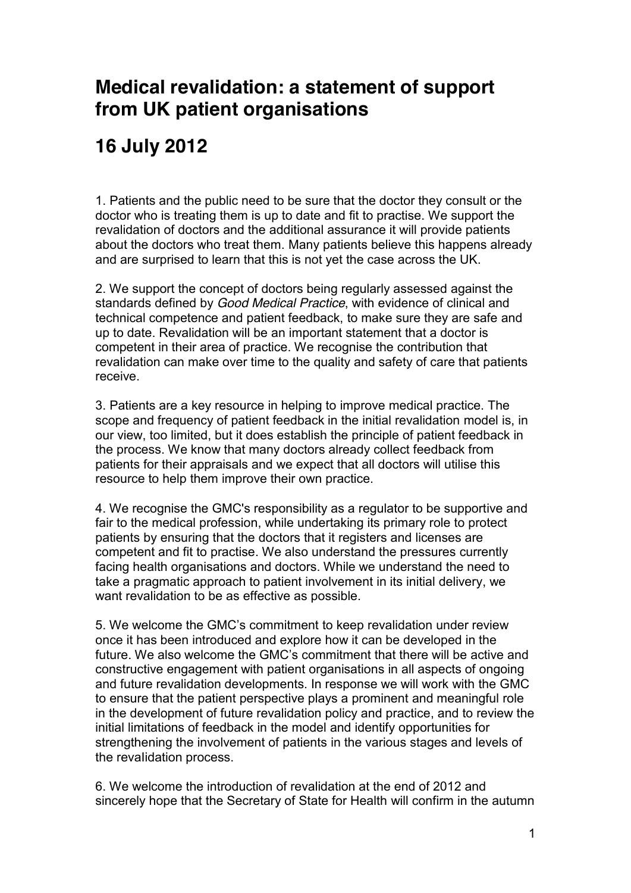# Medical revalidation: a statement of support from UK patient organisations

# 16 July 2012

1. Patients and the public need to be sure that the doctor they consult or the doctor who is treating them is up to date and fit to practise. We support the revalidation of doctors and the additional assurance it will provide patients about the doctors who treat them. Many patients believe this happens already and are surprised to learn that this is not yet the case across the UK.

2. We support the concept of doctors being regularly assessed against the standards defined by *Good Medical Practice*, with evidence of clinical and technical competence and patient feedback, to make sure they are safe and up to date. Revalidation will be an important statement that a doctor is competent in their area of practice. We recognise the contribution that revalidation can make over time to the quality and safety of care that patients receive.

3. Patients are a key resource in helping to improve medical practice. The scope and frequency of patient feedback in the initial revalidation model is, in our view, too limited, but it does establish the principle of patient feedback in the process. We know that many doctors already collect feedback from patients for their appraisals and we expect that all doctors will utilise this resource to help them improve their own practice.

4. We recognise the GMC's responsibility as a regulator to be supportive and fair to the medical profession, while undertaking its primary role to protect patients by ensuring that the doctors that it registers and licenses are competent and fit to practise. We also understand the pressures currently facing health organisations and doctors. While we understand the need to take a pragmatic approach to patient involvement in its initial delivery, we want revalidation to be as effective as possible.

5. We welcome the GMC's commitment to keep revalidation under review once it has been introduced and explore how it can be developed in the future. We also welcome the GMC's commitment that there will be active and constructive engagement with patient organisations in all aspects of ongoing and future revalidation developments. In response we will work with the GMC to ensure that the patient perspective plays a prominent and meaningful role in the development of future revalidation policy and practice, and to review the initial limitations of feedback in the model and identify opportunities for strengthening the involvement of patients in the various stages and levels of the revalidation process.

6. We welcome the introduction of revalidation at the end of 2012 and sincerely hope that the Secretary of State for Health will confirm in the autumn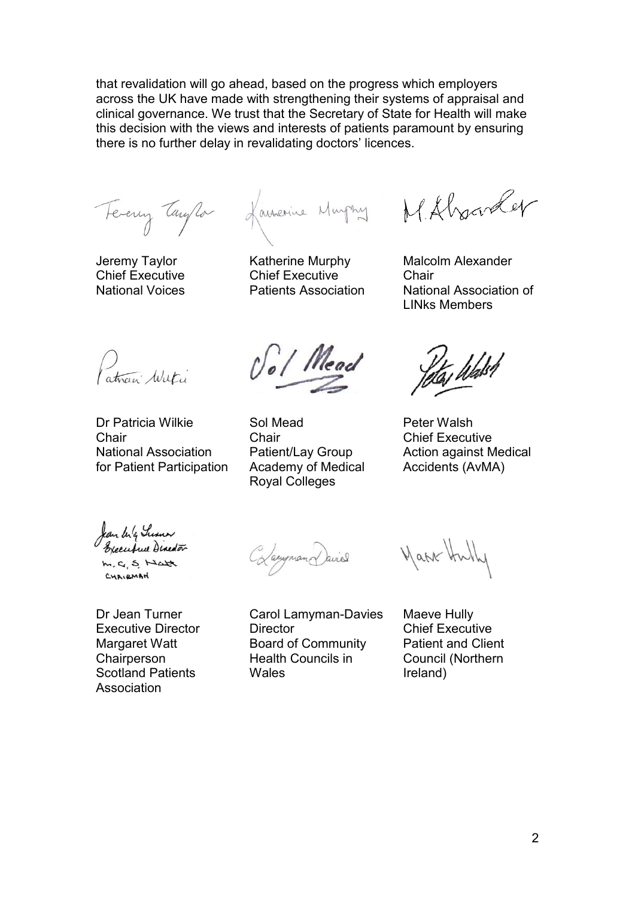that revalidation will go ahead, based on the progress which employers across the UK have made with strengthening their systems of appraisal and clinical governance. We trust that the Secretary of State for Health will make this decision with the views and interests of patients paramount by ensuring there is no further delay in revalidating doctors' licences.

Jeremy Taylor
Chief Executive
National Voices

Katherine Murphy
Chief Executive
Patients Association

Malcolm Alexander
Chair
National Association of LINks Members

Dr Patricia Wilkie
Chair
National Association for Patient Participation

Sol Mead
Chair
Patient/Lay Group
Academy of Medical Royal Colleges

Peter Walsh
Chief Executive
Action against Medical Accidents (AvMA)

Dr Jean Turner
Executive Director
Margaret Watt
Chairperson
Scotland Patients Association

Carol Lamyman-Davies
Director
Board of Community Health Councils in Wales

Maeve Hully
Chief Executive
Patient and Client Council (Northern Ireland)